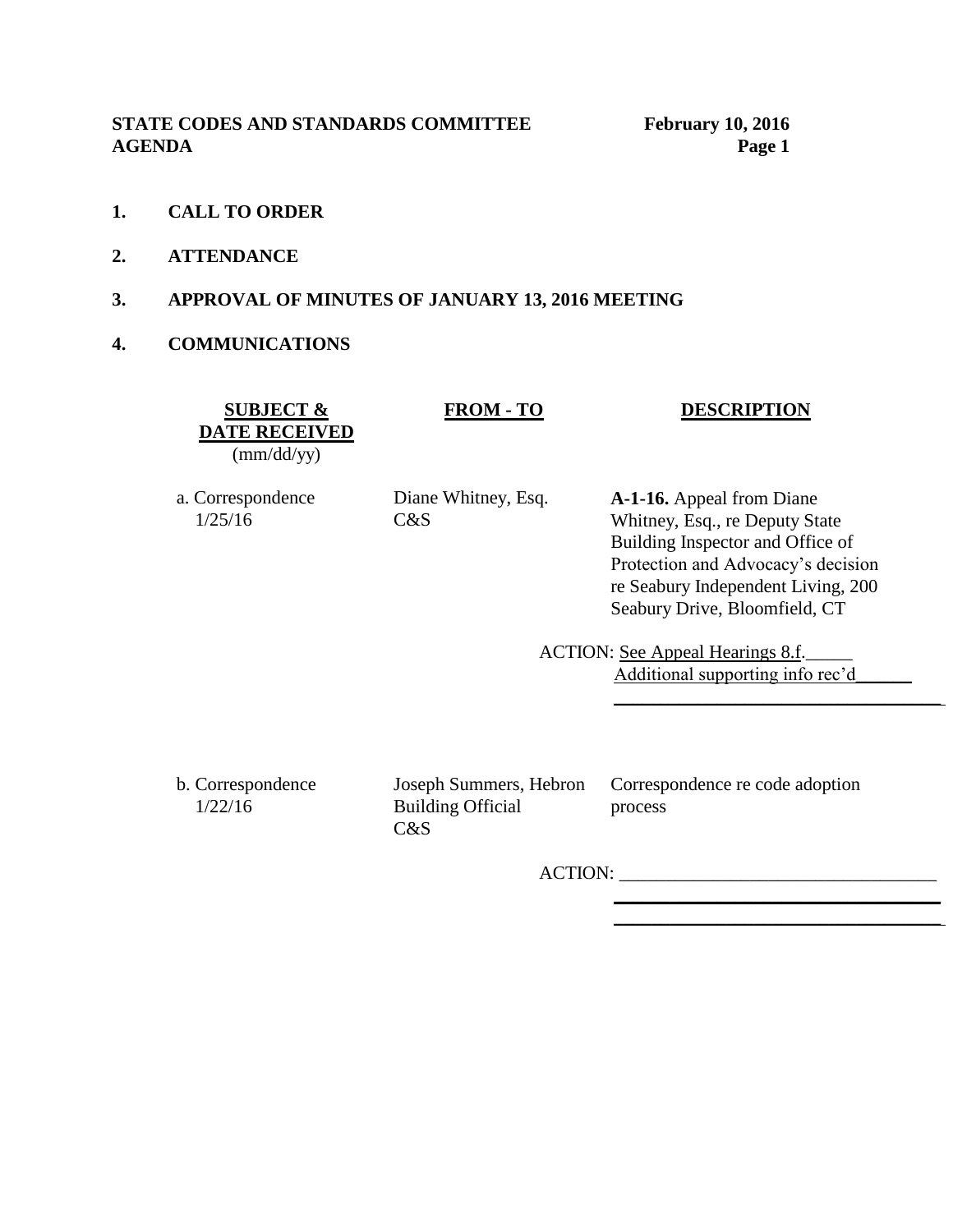**STATE CODES AND STANDARDS COMMITTEE**
**AGENDA**

**February 10, 2016**

1. **CALL TO ORDER**
2. **ATTENDANCE**
3. **APPROVAL OF MINUTES OF JANUARY 13, 2016 MEETING**
4. **COMMUNICATIONS**

| SUBJECT & DATE RECEIVED (mm/dd/yy) | FROM - TO | DESCRIPTION |
| --- | --- | --- |
| a. Correspondence 1/25/16 | Diane Whitney, Esq. C&S | **A-1-16.** Appeal from Diane Whitney, Esq., re Deputy State Building Inspector and Office of Protection and Advocacy's decision re Seabury Independent Living, 200 Seabury Drive, Bloomfield, CT |
| | | ACTION: See Appeal Hearings 8.f._____ Additional supporting info rec'd______ |
| b. Correspondence 1/22/16 | Joseph Summers, Hebron Building Official C&S | Correspondence re code adoption process |
| | | ACTION: __________________________________ |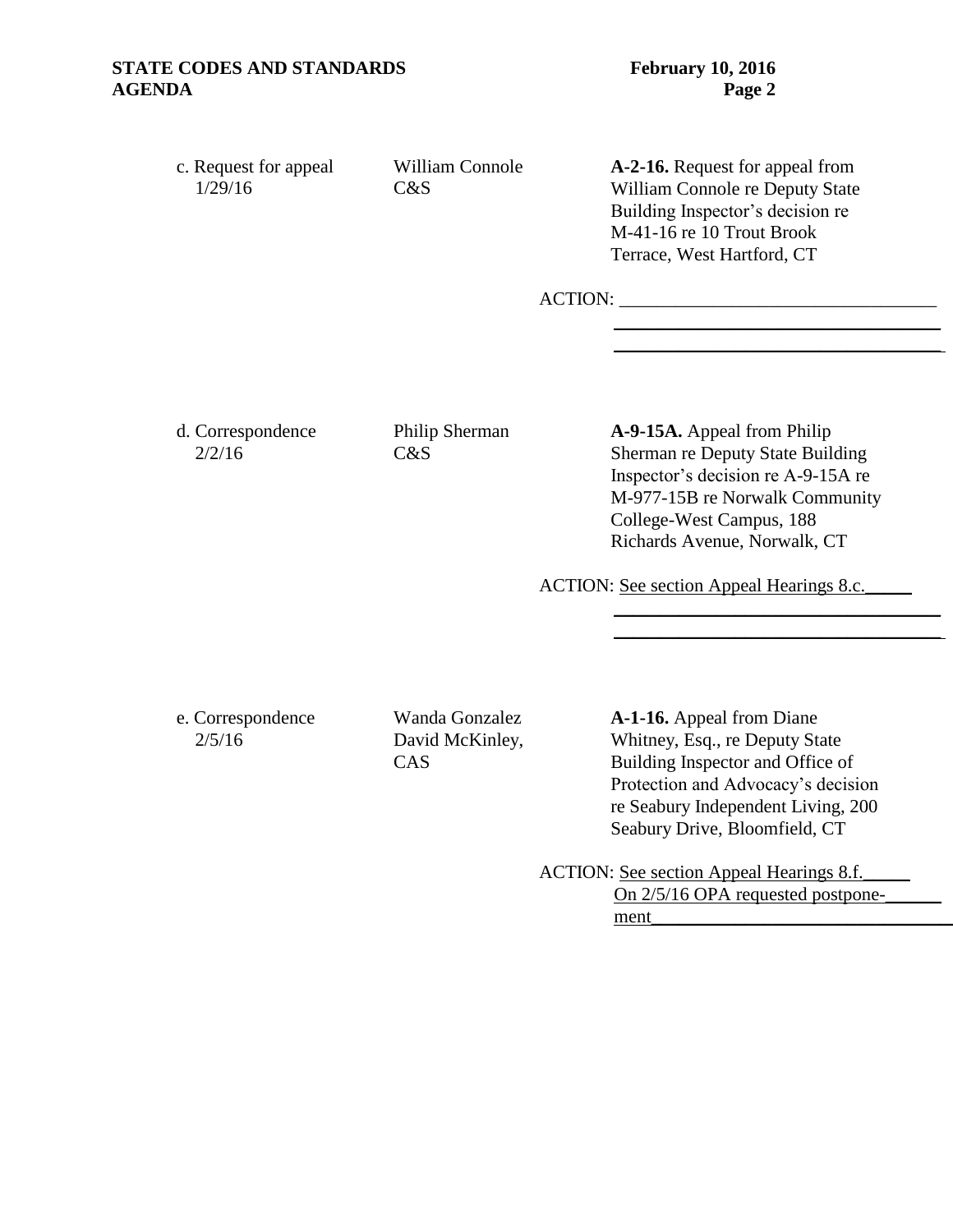| | | |
|---|---|---|
| c. Request for appeal 1/29/16 | William Connole C&S | **A-2-16.** Request for appeal from William Connole re Deputy State Building Inspector's decision re M-41-16 re 10 Trout Brook Terrace, West Hartford, CT<br><br>ACTION: ______________________________ |
| d. Correspondence 2/2/16 | Philip Sherman C&S | **A-9-15A.** Appeal from Philip Sherman re Deputy State Building Inspector's decision re A-9-15A re M-977-15B re Norwalk Community College-West Campus, 188 Richards Avenue, Norwalk, CT<br><br>ACTION: See section Appeal Hearings 8.c. |
| e. Correspondence 2/5/16 | Wanda Gonzalez David McKinley, CAS | **A-1-16.** Appeal from Diane Whitney, Esq., re Deputy State Building Inspector and Office of Protection and Advocacy's decision re Seabury Independent Living, 200 Seabury Drive, Bloomfield, CT<br><br>ACTION: See section Appeal Hearings 8.f. On 2/5/16 OPA requested postponement |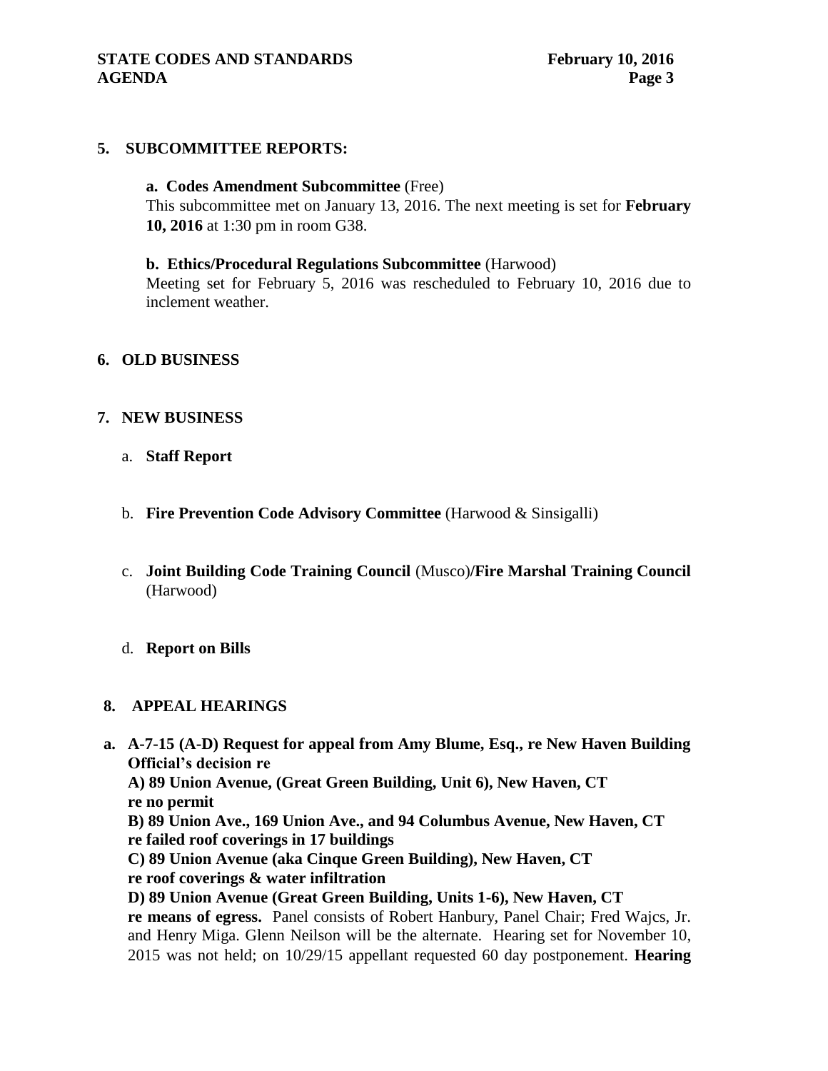## 5. SUBCOMMITTEE REPORTS:

**a. Codes Amendment Subcommittee** (Free)

This subcommittee met on January 13, 2016. The next meeting is set for **February 10, 2016** at 1:30 pm in room G38.

**b. Ethics/Procedural Regulations Subcommittee** (Harwood)

Meeting set for February 5, 2016 was rescheduled to February 10, 2016 due to inclement weather.

## 6. OLD BUSINESS

## 7. NEW BUSINESS

a. **Staff Report**

b. **Fire Prevention Code Advisory Committee** (Harwood & Sinsigalli)

c. **Joint Building Code Training Council** (Musco)**/Fire Marshal Training Council** (Harwood)

d. **Report on Bills**

## 8. APPEAL HEARINGS

**a. A-7-15 (A-D) Request for appeal from Amy Blume, Esq., re New Haven Building Official's decision re**
**A) 89 Union Avenue, (Great Green Building, Unit 6), New Haven, CT**
**re no permit**
**B) 89 Union Ave., 169 Union Ave., and 94 Columbus Avenue, New Haven, CT**
**re failed roof coverings in 17 buildings**
**C) 89 Union Avenue (aka Cinque Green Building), New Haven, CT**
**re roof coverings & water infiltration**
**D) 89 Union Avenue (Great Green Building, Units 1-6), New Haven, CT**
**re means of egress.** Panel consists of Robert Hanbury, Panel Chair; Fred Wajcs, Jr. and Henry Miga. Glenn Neilson will be the alternate. Hearing set for November 10, 2015 was not held; on 10/29/15 appellant requested 60 day postponement. **Hearing**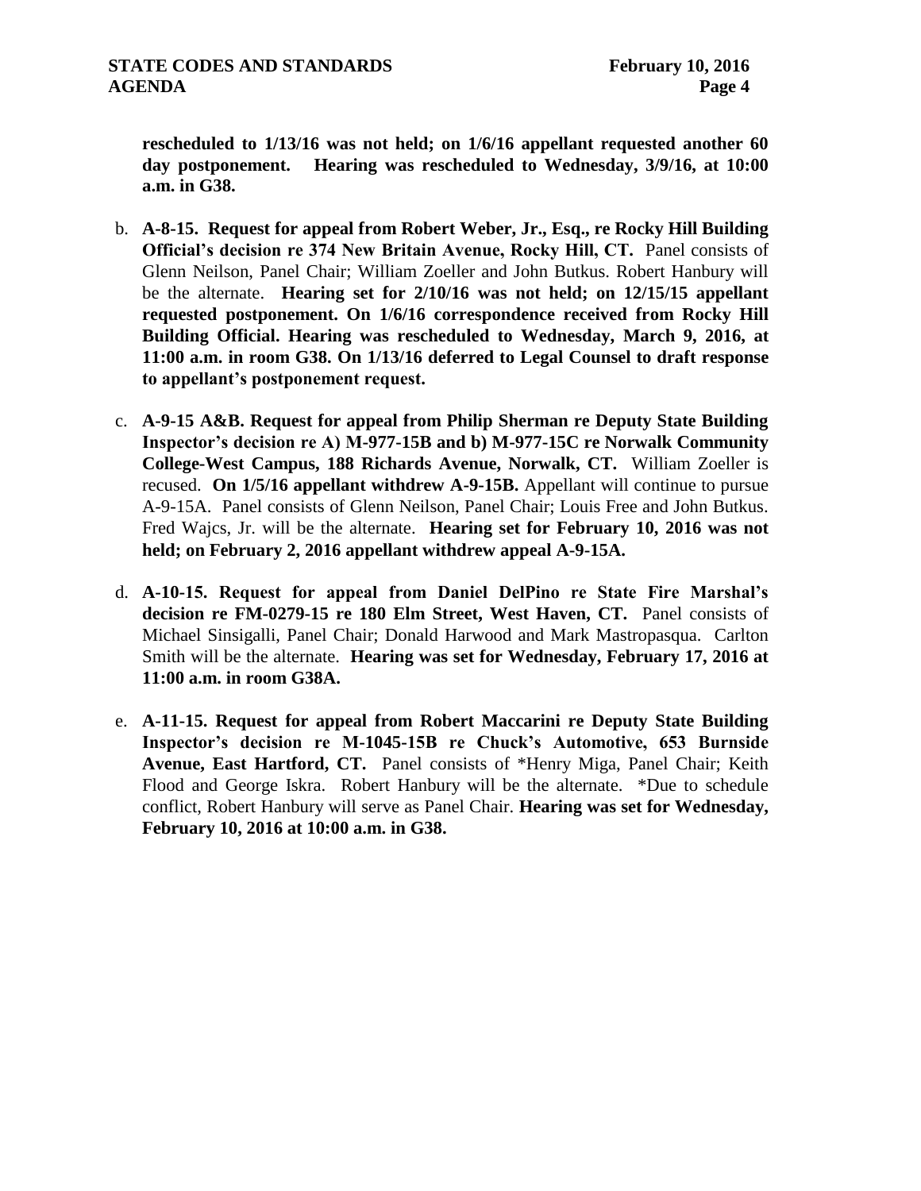**rescheduled to 1/13/16 was not held; on 1/6/16 appellant requested another 60 day postponement. Hearing was rescheduled to Wednesday, 3/9/16, at 10:00 a.m. in G38.**

b. **A-8-15. Request for appeal from Robert Weber, Jr., Esq., re Rocky Hill Building Official's decision re 374 New Britain Avenue, Rocky Hill, CT.** Panel consists of Glenn Neilson, Panel Chair; William Zoeller and John Butkus. Robert Hanbury will be the alternate. **Hearing set for 2/10/16 was not held; on 12/15/15 appellant requested postponement. On 1/6/16 correspondence received from Rocky Hill Building Official. Hearing was rescheduled to Wednesday, March 9, 2016, at 11:00 a.m. in room G38. On 1/13/16 deferred to Legal Counsel to draft response to appellant's postponement request.**

c. **A-9-15 A&B. Request for appeal from Philip Sherman re Deputy State Building Inspector's decision re A) M-977-15B and b) M-977-15C re Norwalk Community College-West Campus, 188 Richards Avenue, Norwalk, CT.** William Zoeller is recused. **On 1/5/16 appellant withdrew A-9-15B.** Appellant will continue to pursue A-9-15A. Panel consists of Glenn Neilson, Panel Chair; Louis Free and John Butkus. Fred Wajcs, Jr. will be the alternate. **Hearing set for February 10, 2016 was not held; on February 2, 2016 appellant withdrew appeal A-9-15A.**

d. **A-10-15. Request for appeal from Daniel DelPino re State Fire Marshal's decision re FM-0279-15 re 180 Elm Street, West Haven, CT.** Panel consists of Michael Sinsigalli, Panel Chair; Donald Harwood and Mark Mastropasqua. Carlton Smith will be the alternate. **Hearing was set for Wednesday, February 17, 2016 at 11:00 a.m. in room G38A.**

e. **A-11-15. Request for appeal from Robert Maccarini re Deputy State Building Inspector's decision re M-1045-15B re Chuck's Automotive, 653 Burnside Avenue, East Hartford, CT.** Panel consists of *Henry Miga, Panel Chair; Keith Flood and George Iskra. Robert Hanbury will be the alternate. *Due to schedule conflict, Robert Hanbury will serve as Panel Chair. **Hearing was set for Wednesday, February 10, 2016 at 10:00 a.m. in G38.**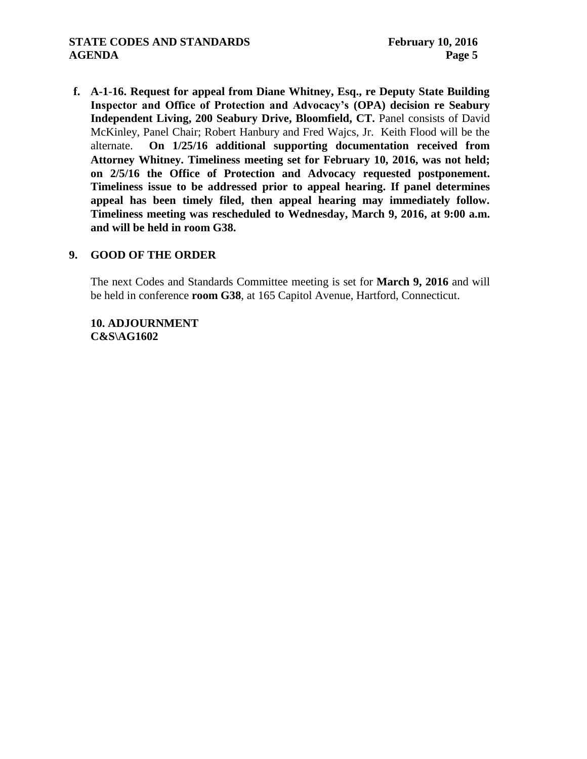**f. A-1-16. Request for appeal from Diane Whitney, Esq., re Deputy State Building Inspector and Office of Protection and Advocacy's (OPA) decision re Seabury Independent Living, 200 Seabury Drive, Bloomfield, CT.** Panel consists of David McKinley, Panel Chair; Robert Hanbury and Fred Wajcs, Jr. Keith Flood will be the alternate. **On 1/25/16 additional supporting documentation received from Attorney Whitney. Timeliness meeting set for February 10, 2016, was not held; on 2/5/16 the Office of Protection and Advocacy requested postponement. Timeliness issue to be addressed prior to appeal hearing. If panel determines appeal has been timely filed, then appeal hearing may immediately follow. Timeliness meeting was rescheduled to Wednesday, March 9, 2016, at 9:00 a.m. and will be held in room G38.**

## 9. GOOD OF THE ORDER

The next Codes and Standards Committee meeting is set for **March 9, 2016** and will be held in conference **room G38**, at 165 Capitol Avenue, Hartford, Connecticut.

## 10. ADJOURNMENT

**C&S\AG1602**